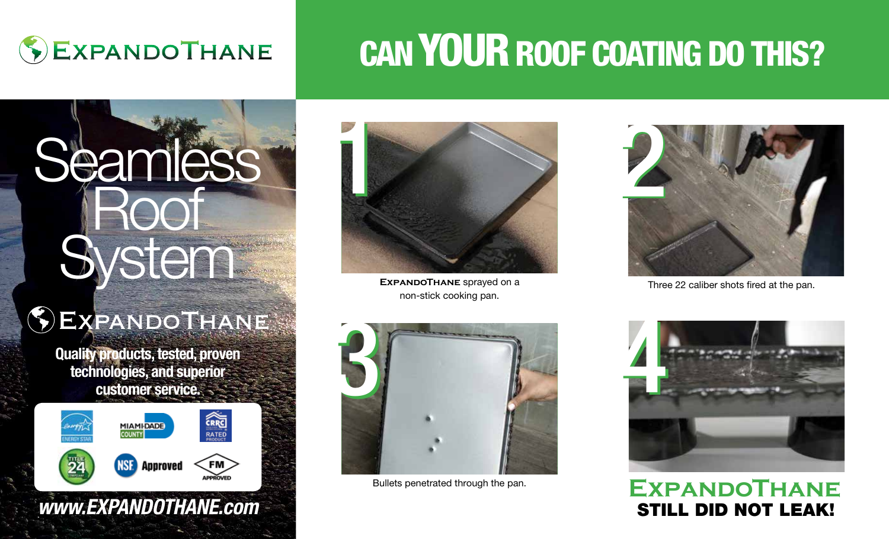# ExpandoThane

# CAN YOUR ROOF COATING DO THIS?

## Seamless Roof System

**ExpandoThane**

**Quality products, tested, proven technologies, and superior customer service.**

Energy Star · Miami-Dade County · CRRC Rated Product · Title 24 Compliant · NSF Approved · FM Approved

***www.EXPANDOTHANE.com***

**1** — ExpandoThane sprayed on a non-stick cooking pan.

**2** — Three 22 caliber shots fired at the pan.

**3** — Bullets penetrated through the pan.

**4** — **ExpandoThane STILL DID NOT LEAK!**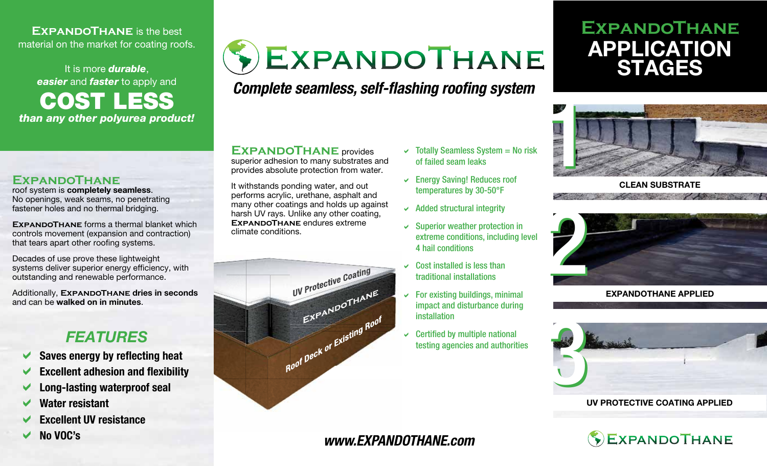**EXPANDOTHANE** is the best material on the market for coating roofs.

It is more ***durable***, ***easier*** and ***faster*** to apply and

# COST LESS

***than any other polyurea product!***

**EXPANDOTHANE** roof system is **completely seamless**. No openings, weak seams, no penetrating fastener holes and no thermal bridging.

**EXPANDOTHANE** forms a thermal blanket which controls movement (expansion and contraction) that tears apart other roofing systems.

Decades of use prove these lightweight systems deliver superior energy efficiency, with outstanding and renewable performance.

Additionally, **EXPANDOTHANE dries in seconds** and can be **walked on in minutes**.

## *FEATURES*

- **Saves energy by reflecting heat**
- **Excellent adhesion and flexibility**
- **Long-lasting waterproof seal**
- **Water resistant**
- **Excellent UV resistance**
- **No VOC's**

# EXPANDOTHANE

## *Complete seamless, self-flashing roofing system*

**EXPANDOTHANE** provides superior adhesion to many substrates and provides absolute protection from water.

It withstands ponding water, and out performs acrylic, urethane, asphalt and many other coatings and holds up against harsh UV rays. Unlike any other coating, **EXPANDOTHANE** endures extreme climate conditions.

UV Protective Coating

EXPANDOTHANE

Roof Deck or Existing Roof

- Totally Seamless System = No risk of failed seam leaks
- Energy Saving! Reduces roof temperatures by 30-50°F
- Added structural integrity
- Superior weather protection in extreme conditions, including level 4 hail conditions
- Cost installed is less than traditional installations
- For existing buildings, minimal impact and disturbance during installation
- Certified by multiple national testing agencies and authorities

***www.EXPANDOTHANE.com***

# EXPANDOTHANE APPLICATION STAGES

1 **CLEAN SUBSTRATE**

2 **EXPANDOTHANE APPLIED**

3 **UV PROTECTIVE COATING APPLIED**

EXPANDOTHANE